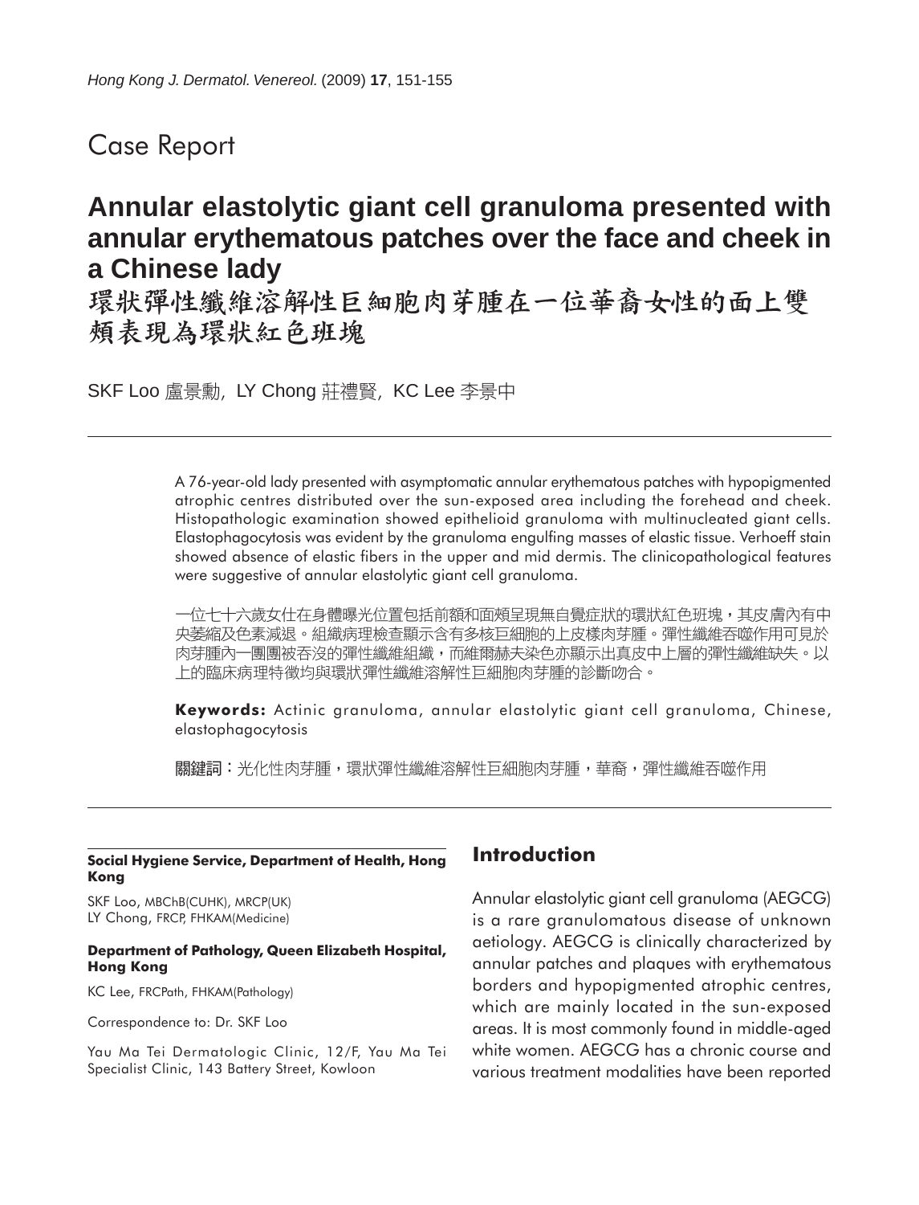Case Report

# Annular elastolytic giant cell granuloma presented with annular erythematous patches over the face and cheek in a Chinese lady

# 環狀彈性纖維溶解性巨細胞肉芽腫在一位華裔女性的面上雙頰表現為環狀紅色班塊

SKF Loo 盧景勳, LY Chong 莊禮賢, KC Lee 李景中

A 76-year-old lady presented with asymptomatic annular erythematous patches with hypopigmented atrophic centres distributed over the sun-exposed area including the forehead and cheek. Histopathologic examination showed epithelioid granuloma with multinucleated giant cells. Elastophagocytosis was evident by the granuloma engulfing masses of elastic tissue. Verhoeff stain showed absence of elastic fibers in the upper and mid dermis. The clinicopathological features were suggestive of annular elastolytic giant cell granuloma.

一位七十六歲女仕在身體曝光位置包括前額和面頰呈現無自覺症狀的環狀紅色班塊，其皮膚內有中央萎縮及色素減退。組織病理檢查顯示含有多核巨細胞的上皮樣肉芽腫。彈性纖維吞噬作用可見於肉芽腫內一團團被吞沒的彈性纖維組織，而維爾赫夫染色亦顯示出真皮中上層的彈性纖維缺失。以上的臨床病理特徵均與環狀彈性纖維溶解性巨細胞肉芽腫的診斷吻合。

**Keywords:** Actinic granuloma, annular elastolytic giant cell granuloma, Chinese, elastophagocytosis

**關鍵詞：**光化性肉芽腫，環狀彈性纖維溶解性巨細胞肉芽腫，華裔，彈性纖維吞噬作用

**Social Hygiene Service, Department of Health, Hong Kong**

SKF Loo, MBChB(CUHK), MRCP(UK)
LY Chong, FRCP, FHKAM(Medicine)

**Department of Pathology, Queen Elizabeth Hospital, Hong Kong**

KC Lee, FRCPath, FHKAM(Pathology)

Correspondence to: Dr. SKF Loo

Yau Ma Tei Dermatologic Clinic, 12/F, Yau Ma Tei Specialist Clinic, 143 Battery Street, Kowloon

## Introduction

Annular elastolytic giant cell granuloma (AEGCG) is a rare granulomatous disease of unknown aetiology. AEGCG is clinically characterized by annular patches and plaques with erythematous borders and hypopigmented atrophic centres, which are mainly located in the sun-exposed areas. It is most commonly found in middle-aged white women. AEGCG has a chronic course and various treatment modalities have been reported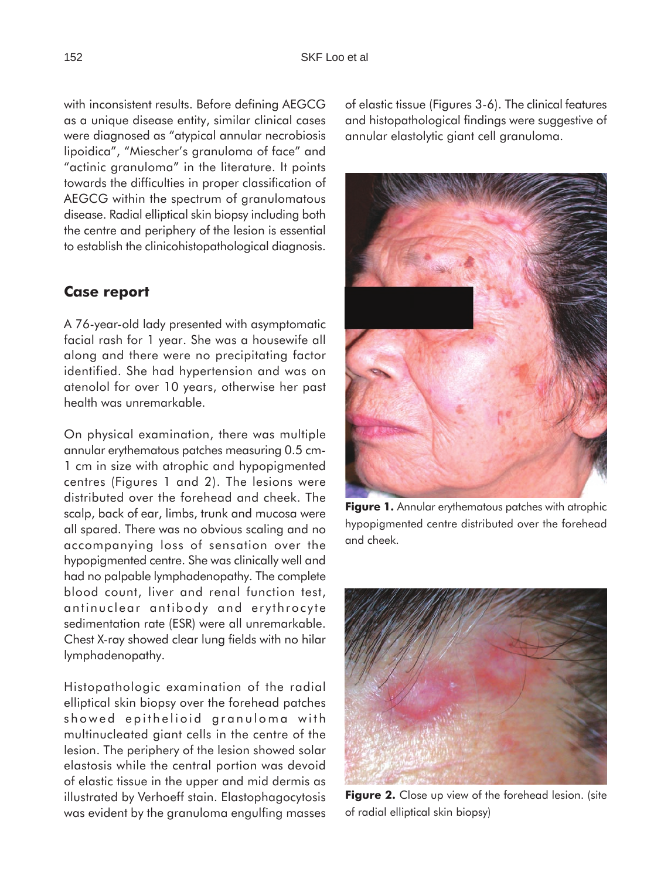with inconsistent results. Before defining AEGCG as a unique disease entity, similar clinical cases were diagnosed as "atypical annular necrobiosis lipoidica", "Miescher's granuloma of face" and "actinic granuloma" in the literature. It points towards the difficulties in proper classification of AEGCG within the spectrum of granulomatous disease. Radial elliptical skin biopsy including both the centre and periphery of the lesion is essential to establish the clinicohistopathological diagnosis.

## Case report

A 76-year-old lady presented with asymptomatic facial rash for 1 year. She was a housewife all along and there were no precipitating factor identified. She had hypertension and was on atenolol for over 10 years, otherwise her past health was unremarkable.

On physical examination, there was multiple annular erythematous patches measuring 0.5 cm-1 cm in size with atrophic and hypopigmented centres (Figures 1 and 2). The lesions were distributed over the forehead and cheek. The scalp, back of ear, limbs, trunk and mucosa were all spared. There was no obvious scaling and no accompanying loss of sensation over the hypopigmented centre. She was clinically well and had no palpable lymphadenopathy. The complete blood count, liver and renal function test, antinuclear antibody and erythrocyte sedimentation rate (ESR) were all unremarkable. Chest X-ray showed clear lung fields with no hilar lymphadenopathy.

Histopathologic examination of the radial elliptical skin biopsy over the forehead patches showed epithelioid granuloma with multinucleated giant cells in the centre of the lesion. The periphery of the lesion showed solar elastosis while the central portion was devoid of elastic tissue in the upper and mid dermis as illustrated by Verhoeff stain. Elastophagocytosis was evident by the granuloma engulfing masses of elastic tissue (Figures 3-6). The clinical features and histopathological findings were suggestive of annular elastolytic giant cell granuloma.

**Figure 1.** Annular erythematous patches with atrophic hypopigmented centre distributed over the forehead and cheek.

**Figure 2.** Close up view of the forehead lesion. (site of radial elliptical skin biopsy)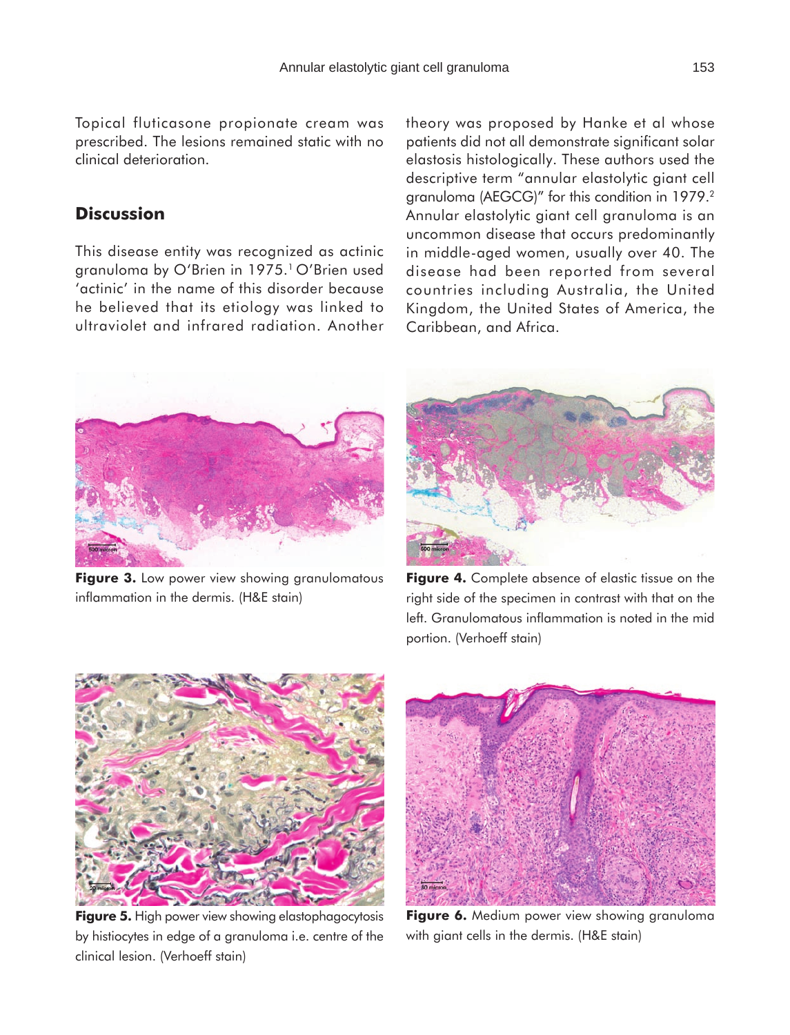Topical fluticasone propionate cream was prescribed. The lesions remained static with no clinical deterioration.

## Discussion

This disease entity was recognized as actinic granuloma by O'Brien in 1975.[1] O'Brien used 'actinic' in the name of this disorder because he believed that its etiology was linked to ultraviolet and infrared radiation. Another theory was proposed by Hanke et al whose patients did not all demonstrate significant solar elastosis histologically. These authors used the descriptive term "annular elastolytic giant cell granuloma (AEGCG)" for this condition in 1979.[2] Annular elastolytic giant cell granuloma is an uncommon disease that occurs predominantly in middle-aged women, usually over 40. The disease had been reported from several countries including Australia, the United Kingdom, the United States of America, the Caribbean, and Africa.

**Figure 3.** Low power view showing granulomatous inflammation in the dermis. (H&E stain)

**Figure 4.** Complete absence of elastic tissue on the right side of the specimen in contrast with that on the left. Granulomatous inflammation is noted in the mid portion. (Verhoeff stain)

**Figure 5.** High power view showing elastophagocytosis by histiocytes in edge of a granuloma i.e. centre of the clinical lesion. (Verhoeff stain)

**Figure 6.** Medium power view showing granuloma with giant cells in the dermis. (H&E stain)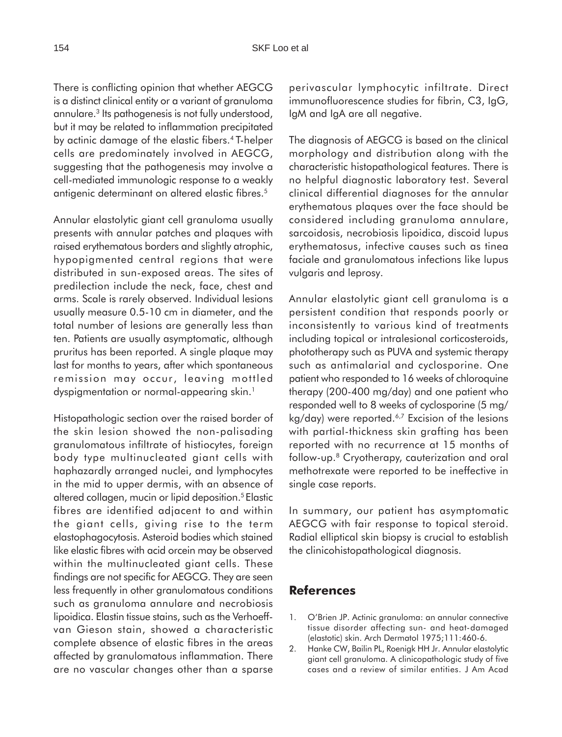There is conflicting opinion that whether AEGCG is a distinct clinical entity or a variant of granuloma annulare.[3] Its pathogenesis is not fully understood, but it may be related to inflammation precipitated by actinic damage of the elastic fibers.[4] T-helper cells are predominately involved in AEGCG, suggesting that the pathogenesis may involve a cell-mediated immunologic response to a weakly antigenic determinant on altered elastic fibres.[5]

Annular elastolytic giant cell granuloma usually presents with annular patches and plaques with raised erythematous borders and slightly atrophic, hypopigmented central regions that were distributed in sun-exposed areas. The sites of predilection include the neck, face, chest and arms. Scale is rarely observed. Individual lesions usually measure 0.5-10 cm in diameter, and the total number of lesions are generally less than ten. Patients are usually asymptomatic, although pruritus has been reported. A single plaque may last for months to years, after which spontaneous remission may occur, leaving mottled dyspigmentation or normal-appearing skin.[1]

Histopathologic section over the raised border of the skin lesion showed the non-palisading granulomatous infiltrate of histiocytes, foreign body type multinucleated giant cells with haphazardly arranged nuclei, and lymphocytes in the mid to upper dermis, with an absence of altered collagen, mucin or lipid deposition.[5] Elastic fibres are identified adjacent to and within the giant cells, giving rise to the term elastophagocytosis. Asteroid bodies which stained like elastic fibres with acid orcein may be observed within the multinucleated giant cells. These findings are not specific for AEGCG. They are seen less frequently in other granulomatous conditions such as granuloma annulare and necrobiosis lipoidica. Elastin tissue stains, such as the Verhoeff-van Gieson stain, showed a characteristic complete absence of elastic fibres in the areas affected by granulomatous inflammation. There are no vascular changes other than a sparse perivascular lymphocytic infiltrate. Direct immunofluorescence studies for fibrin, C3, IgG, IgM and IgA are all negative.

The diagnosis of AEGCG is based on the clinical morphology and distribution along with the characteristic histopathological features. There is no helpful diagnostic laboratory test. Several clinical differential diagnoses for the annular erythematous plaques over the face should be considered including granuloma annulare, sarcoidosis, necrobiosis lipoidica, discoid lupus erythematosus, infective causes such as tinea faciale and granulomatous infections like lupus vulgaris and leprosy.

Annular elastolytic giant cell granuloma is a persistent condition that responds poorly or inconsistently to various kind of treatments including topical or intralesional corticosteroids, phototherapy such as PUVA and systemic therapy such as antimalarial and cyclosporine. One patient who responded to 16 weeks of chloroquine therapy (200-400 mg/day) and one patient who responded well to 8 weeks of cyclosporine (5 mg/kg/day) were reported.[6,7] Excision of the lesions with partial-thickness skin grafting has been reported with no recurrence at 15 months of follow-up.[8] Cryotherapy, cauterization and oral methotrexate were reported to be ineffective in single case reports.

In summary, our patient has asymptomatic AEGCG with fair response to topical steroid. Radial elliptical skin biopsy is crucial to establish the clinicohistopathological diagnosis.

## References

1. O'Brien JP. Actinic granuloma: an annular connective tissue disorder affecting sun- and heat-damaged (elastotic) skin. Arch Dermatol 1975;111:460-6.
2. Hanke CW, Bailin PL, Roenigk HH Jr. Annular elastolytic giant cell granuloma. A clinicopathologic study of five cases and a review of similar entities. J Am Acad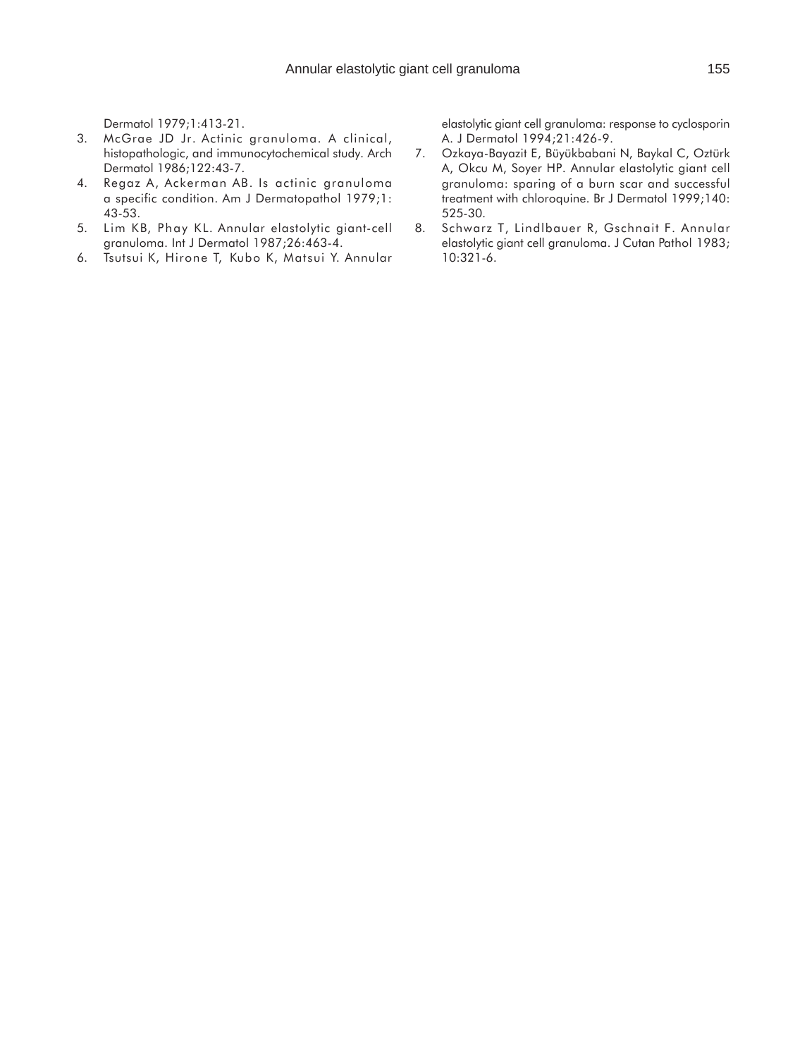Dermatol 1979;1:413-21.

3. McGrae JD Jr. Actinic granuloma. A clinical, histopathologic, and immunocytochemical study. Arch Dermatol 1986;122:43-7.
4. Regaz A, Ackerman AB. Is actinic granuloma a specific condition. Am J Dermatopathol 1979;1: 43-53.
5. Lim KB, Phay KL. Annular elastolytic giant-cell granuloma. Int J Dermatol 1987;26:463-4.
6. Tsutsui K, Hirone T, Kubo K, Matsui Y. Annular elastolytic giant cell granuloma: response to cyclosporin A. J Dermatol 1994;21:426-9.
7. Ozkaya-Bayazit E, Büyükbabani N, Baykal C, Oztürk A, Okcu M, Soyer HP. Annular elastolytic giant cell granuloma: sparing of a burn scar and successful treatment with chloroquine. Br J Dermatol 1999;140: 525-30.
8. Schwarz T, Lindlbauer R, Gschnait F. Annular elastolytic giant cell granuloma. J Cutan Pathol 1983; 10:321-6.